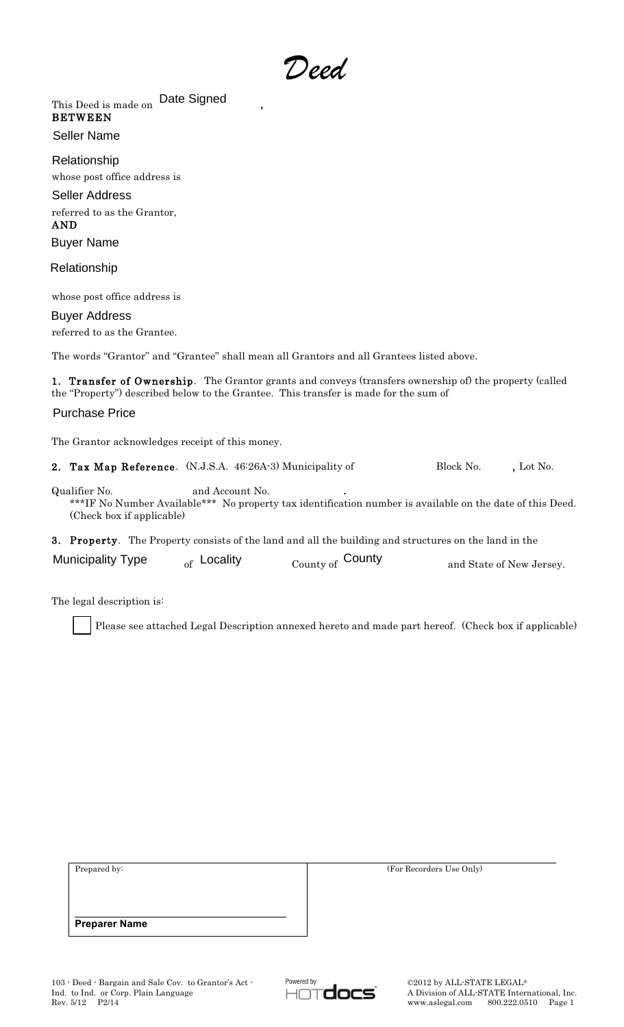# *Deed*

This Deed is made on Date Signed ,

**BETWEEN**

Seller Name

Relationship

whose post office address is

Seller Address

referred to as the Grantor,

**AND**

Buyer Name

Relationship

whose post office address is

Buyer Address

referred to as the Grantee.

The words "Grantor" and "Grantee" shall mean all Grantors and all Grantees listed above.

**1. Transfer of Ownership**. The Grantor grants and conveys (transfers ownership of) the property (called the "Property") described below to the Grantee. This transfer is made for the sum of

Purchase Price

The Grantor acknowledges receipt of this money.

**2. Tax Map Reference**. (N.J.S.A. 46:26A-3) Municipality of Block No. , Lot No.

Qualifier No. and Account No. .

***IF No Number Available*** No property tax identification number is available on the date of this Deed. (Check box if applicable)

**3. Property**. The Property consists of the land and all the building and structures on the land in the

Municipality Type of Locality County of County and State of New Jersey.

The legal description is:

☐ Please see attached Legal Description annexed hereto and made part hereof. (Check box if applicable)

| Prepared by: | (For Recorders Use Only) |
| --- | --- |
| **Preparer Name** | |

103 - Deed - Bargain and Sale Cov. to Grantor's Act - Ind. to Ind. or Corp. Plain Language
Rev. 5/12 P2/14

Powered by HOTdocs

©2012 by ALL-STATE LEGAL®
A Division of ALL-STATE International, Inc.
www.aslegal.com 800.222.0510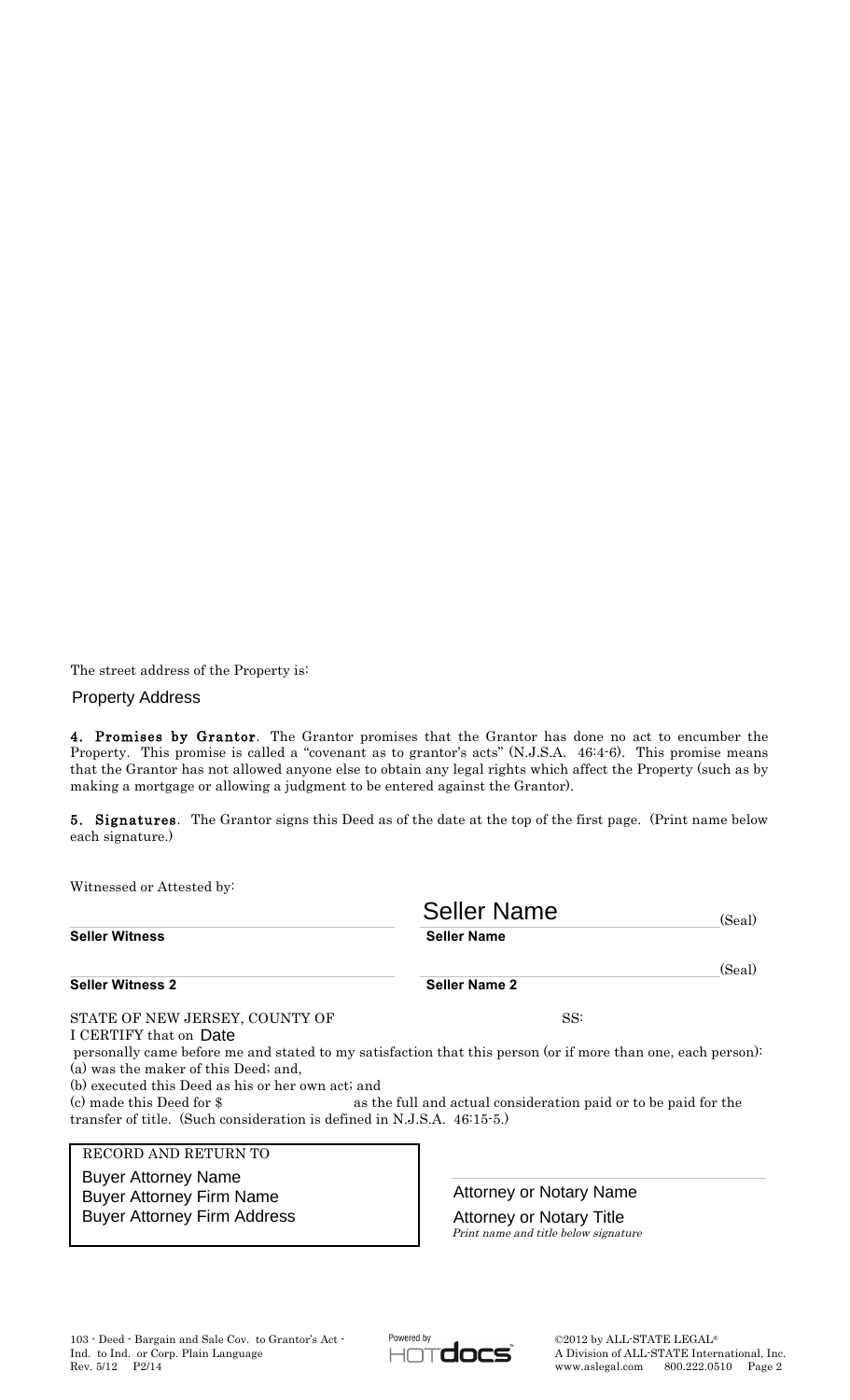The street address of the Property is:

Property Address

**4. Promises by Grantor**. The Grantor promises that the Grantor has done no act to encumber the Property. This promise is called a "covenant as to grantor's acts" (N.J.S.A. 46:4-6). This promise means that the Grantor has not allowed anyone else to obtain any legal rights which affect the Property (such as by making a mortgage or allowing a judgment to be entered against the Grantor).

**5. Signatures**. The Grantor signs this Deed as of the date at the top of the first page. (Print name below each signature.)

Witnessed or Attested by:

| | |
|---|---|
| | Seller Name (Seal) |
| **Seller Witness** | **Seller Name** |
| | (Seal) |
| **Seller Witness 2** | **Seller Name 2** |

STATE OF NEW JERSEY, COUNTY OF SS:
I CERTIFY that on Date
personally came before me and stated to my satisfaction that this person (or if more than one, each person):
(a) was the maker of this Deed; and,
(b) executed this Deed as his or her own act; and
(c) made this Deed for $ as the full and actual consideration paid or to be paid for the transfer of title. (Such consideration is defined in N.J.S.A. 46:15-5.)

RECORD AND RETURN TO
Buyer Attorney Name
Buyer Attorney Firm Name
Buyer Attorney Firm Address

Attorney or Notary Name
Attorney or Notary Title
*Print name and title below signature*

103 - Deed - Bargain and Sale Cov. to Grantor's Act - Ind. to Ind. or Corp. Plain Language
Rev. 5/12 P2/14

Powered by HOTDOCS

©2012 by ALL-STATE LEGAL®
A Division of ALL-STATE International, Inc.
www.aslegal.com 800.222.0510